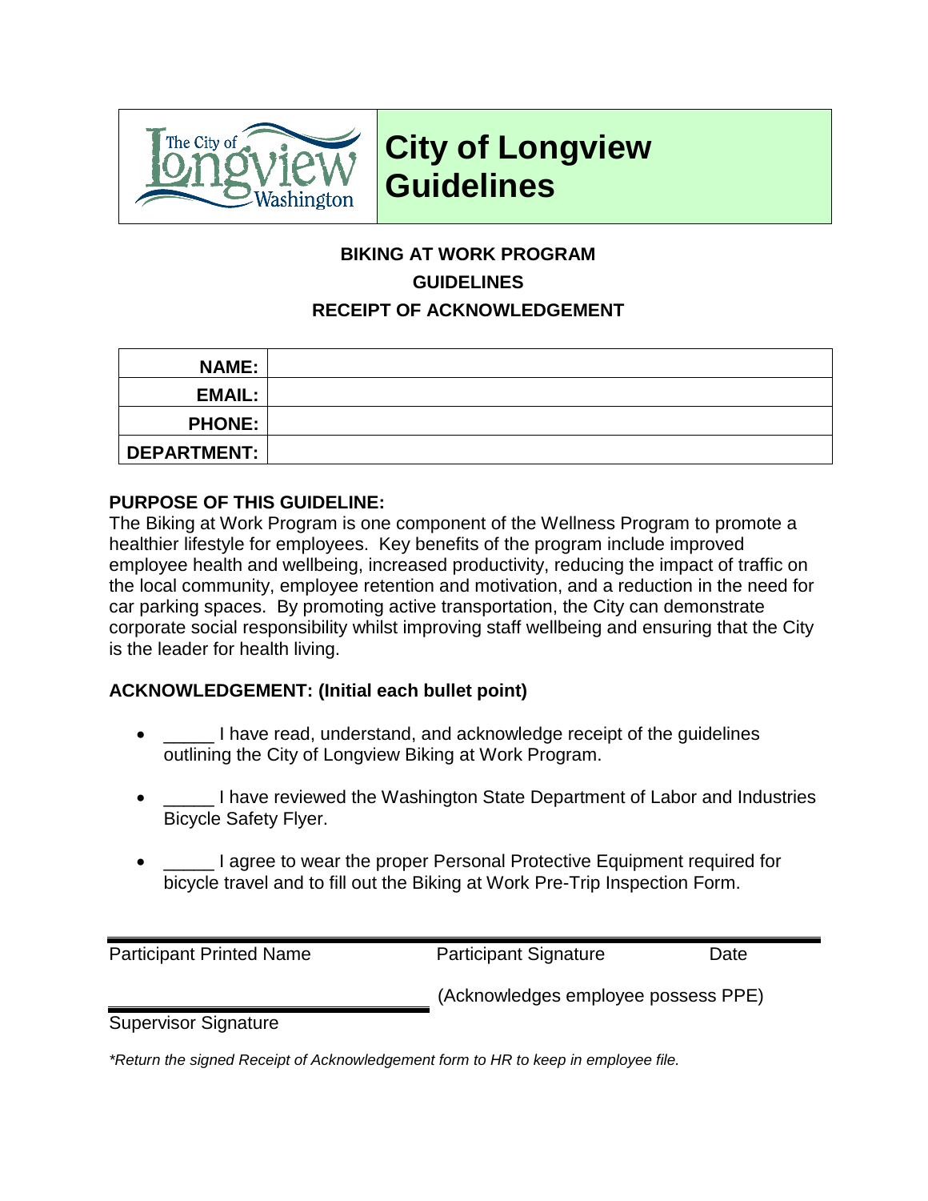# City of Longview Guidelines

## BIKING AT WORK PROGRAM
## GUIDELINES
## RECEIPT OF ACKNOWLEDGEMENT

| | |
|---|---|
| **NAME:** | |
| **EMAIL:** | |
| **PHONE:** | |
| **DEPARTMENT:** | |

**PURPOSE OF THIS GUIDELINE:**

The Biking at Work Program is one component of the Wellness Program to promote a healthier lifestyle for employees. Key benefits of the program include improved employee health and wellbeing, increased productivity, reducing the impact of traffic on the local community, employee retention and motivation, and a reduction in the need for car parking spaces. By promoting active transportation, the City can demonstrate corporate social responsibility whilst improving staff wellbeing and ensuring that the City is the leader for health living.

**ACKNOWLEDGEMENT: (Initial each bullet point)**

- _____ I have read, understand, and acknowledge receipt of the guidelines outlining the City of Longview Biking at Work Program.
- _____ I have reviewed the Washington State Department of Labor and Industries Bicycle Safety Flyer.
- _____ I agree to wear the proper Personal Protective Equipment required for bicycle travel and to fill out the Biking at Work Pre-Trip Inspection Form.

_______________________________________________

Participant Printed Name | Participant Signature | Date

(Acknowledges employee possess PPE)

_______________________________

Supervisor Signature

*\*Return the signed Receipt of Acknowledgement form to HR to keep in employee file.*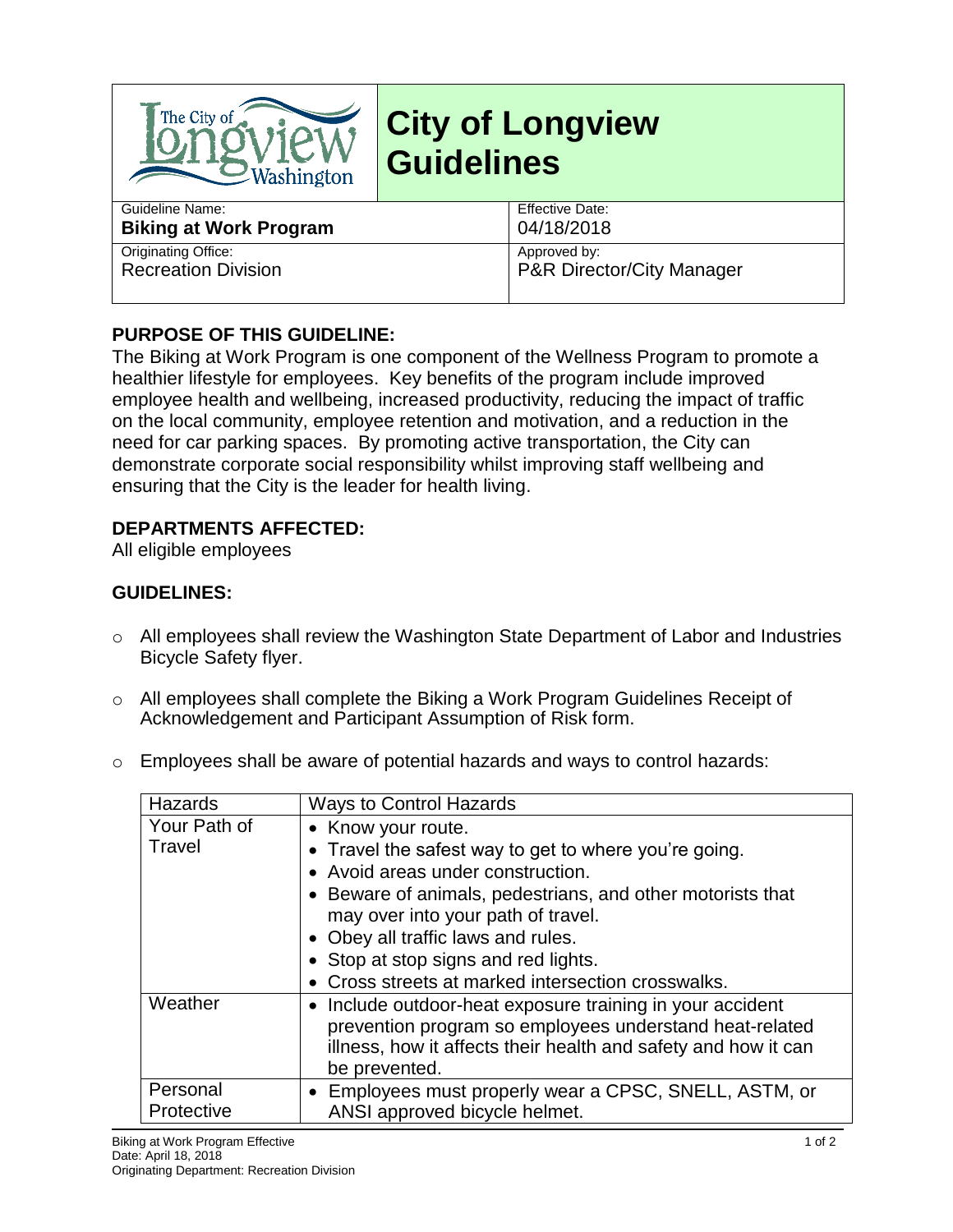| | |
|---|---|
| The City of Longview Washington | **City of Longview Guidelines** |
| Guideline Name: **Biking at Work Program** | Effective Date: 04/18/2018 |
| Originating Office: Recreation Division | Approved by: P&R Director/City Manager |

## PURPOSE OF THIS GUIDELINE:

The Biking at Work Program is one component of the Wellness Program to promote a healthier lifestyle for employees. Key benefits of the program include improved employee health and wellbeing, increased productivity, reducing the impact of traffic on the local community, employee retention and motivation, and a reduction in the need for car parking spaces. By promoting active transportation, the City can demonstrate corporate social responsibility whilst improving staff wellbeing and ensuring that the City is the leader for health living.

## DEPARTMENTS AFFECTED:

All eligible employees

## GUIDELINES:

- All employees shall review the Washington State Department of Labor and Industries Bicycle Safety flyer.
- All employees shall complete the Biking a Work Program Guidelines Receipt of Acknowledgement and Participant Assumption of Risk form.
- Employees shall be aware of potential hazards and ways to control hazards:

| Hazards | Ways to Control Hazards |
|---|---|
| Your Path of Travel | • Know your route.<br>• Travel the safest way to get to where you're going.<br>• Avoid areas under construction.<br>• Beware of animals, pedestrians, and other motorists that may over into your path of travel.<br>• Obey all traffic laws and rules.<br>• Stop at stop signs and red lights.<br>• Cross streets at marked intersection crosswalks. |
| Weather | • Include outdoor-heat exposure training in your accident prevention program so employees understand heat-related illness, how it affects their health and safety and how it can be prevented. |
| Personal Protective | • Employees must properly wear a CPSC, SNELL, ASTM, or ANSI approved bicycle helmet. |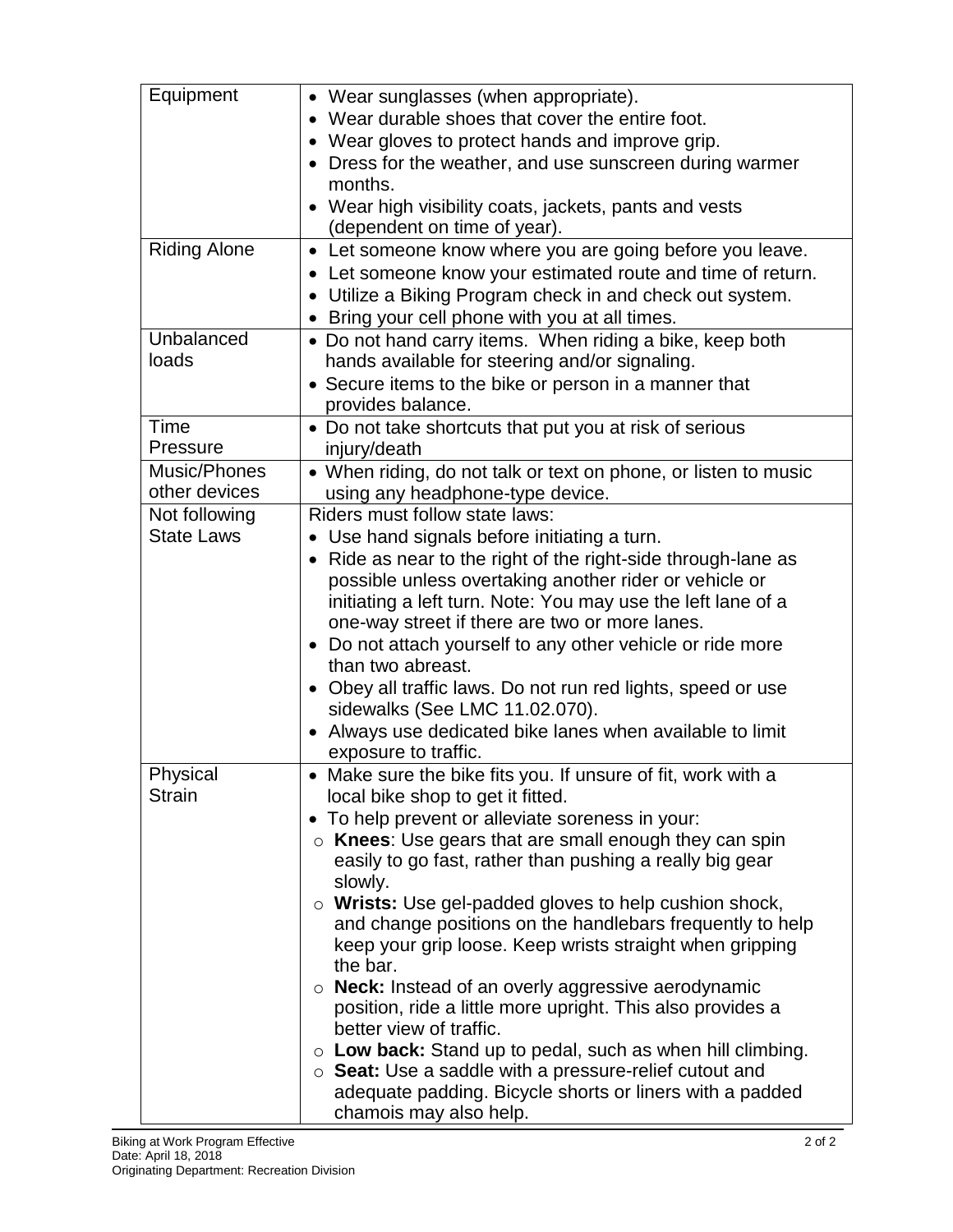| | |
|---|---|
| Equipment | • Wear sunglasses (when appropriate).<br>• Wear durable shoes that cover the entire foot.<br>• Wear gloves to protect hands and improve grip.<br>• Dress for the weather, and use sunscreen during warmer months.<br>• Wear high visibility coats, jackets, pants and vests (dependent on time of year). |
| Riding Alone | • Let someone know where you are going before you leave.<br>• Let someone know your estimated route and time of return.<br>• Utilize a Biking Program check in and check out system.<br>• Bring your cell phone with you at all times. |
| Unbalanced loads | • Do not hand carry items. When riding a bike, keep both hands available for steering and/or signaling.<br>• Secure items to the bike or person in a manner that provides balance. |
| Time Pressure | • Do not take shortcuts that put you at risk of serious injury/death |
| Music/Phones other devices | • When riding, do not talk or text on phone, or listen to music using any headphone-type device. |
| Not following State Laws | Riders must follow state laws:<br>• Use hand signals before initiating a turn.<br>• Ride as near to the right of the right-side through-lane as possible unless overtaking another rider or vehicle or initiating a left turn. Note: You may use the left lane of a one-way street if there are two or more lanes.<br>• Do not attach yourself to any other vehicle or ride more than two abreast.<br>• Obey all traffic laws. Do not run red lights, speed or use sidewalks (See LMC 11.02.070).<br>• Always use dedicated bike lanes when available to limit exposure to traffic. |
| Physical Strain | • Make sure the bike fits you. If unsure of fit, work with a local bike shop to get it fitted.<br>• To help prevent or alleviate soreness in your:<br>○ **Knees**: Use gears that are small enough they can spin easily to go fast, rather than pushing a really big gear slowly.<br>○ **Wrists:** Use gel-padded gloves to help cushion shock, and change positions on the handlebars frequently to help keep your grip loose. Keep wrists straight when gripping the bar.<br>○ **Neck:** Instead of an overly aggressive aerodynamic position, ride a little more upright. This also provides a better view of traffic.<br>○ **Low back:** Stand up to pedal, such as when hill climbing.<br>○ **Seat:** Use a saddle with a pressure-relief cutout and adequate padding. Bicycle shorts or liners with a padded chamois may also help. |

Biking at Work Program Effective Date: April 18, 2018
Originating Department: Recreation Division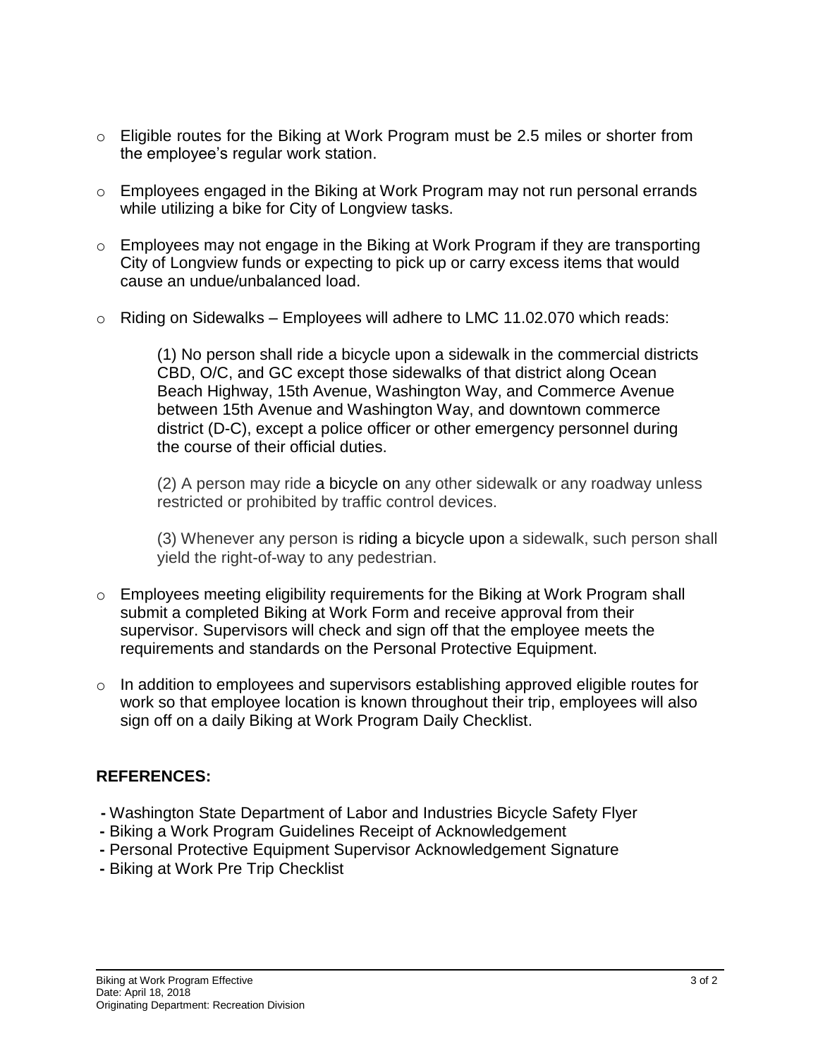- Eligible routes for the Biking at Work Program must be 2.5 miles or shorter from the employee's regular work station.

- Employees engaged in the Biking at Work Program may not run personal errands while utilizing a bike for City of Longview tasks.

- Employees may not engage in the Biking at Work Program if they are transporting City of Longview funds or expecting to pick up or carry excess items that would cause an undue/unbalanced load.

- Riding on Sidewalks – Employees will adhere to LMC 11.02.070 which reads:

  (1) No person shall ride a bicycle upon a sidewalk in the commercial districts CBD, O/C, and GC except those sidewalks of that district along Ocean Beach Highway, 15th Avenue, Washington Way, and Commerce Avenue between 15th Avenue and Washington Way, and downtown commerce district (D-C), except a police officer or other emergency personnel during the course of their official duties.

  (2) A person may ride a bicycle on any other sidewalk or any roadway unless restricted or prohibited by traffic control devices.

  (3) Whenever any person is riding a bicycle upon a sidewalk, such person shall yield the right-of-way to any pedestrian.

- Employees meeting eligibility requirements for the Biking at Work Program shall submit a completed Biking at Work Form and receive approval from their supervisor. Supervisors will check and sign off that the employee meets the requirements and standards on the Personal Protective Equipment.

- In addition to employees and supervisors establishing approved eligible routes for work so that employee location is known throughout their trip, employees will also sign off on a daily Biking at Work Program Daily Checklist.

## REFERENCES:

- Washington State Department of Labor and Industries Bicycle Safety Flyer
- Biking a Work Program Guidelines Receipt of Acknowledgement
- Personal Protective Equipment Supervisor Acknowledgement Signature
- Biking at Work Pre Trip Checklist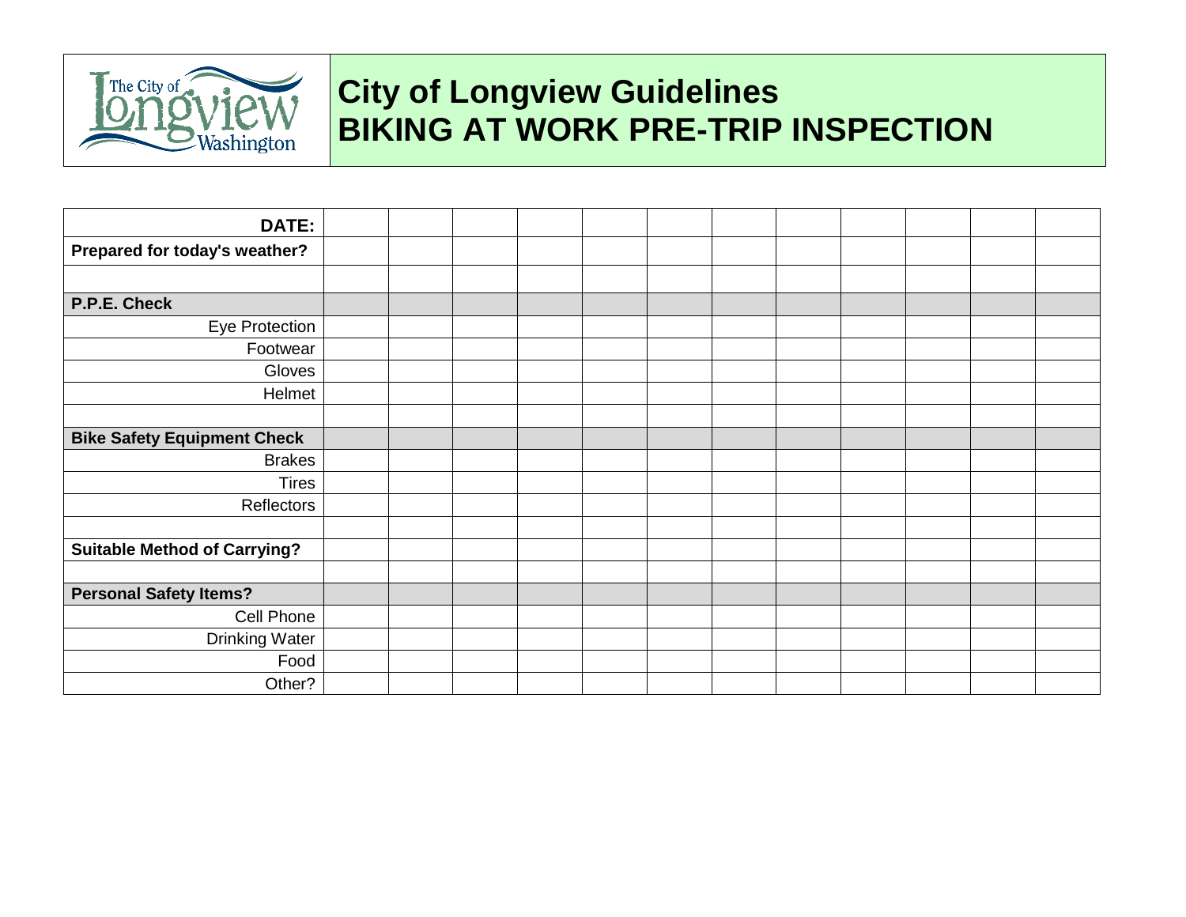# City of Longview Guidelines
# BIKING AT WORK PRE-TRIP INSPECTION

| **DATE:** | | | | | | | | | | | | |
|---|---|---|---|---|---|---|---|---|---|---|---|---|
| **Prepared for today's weather?** | | | | | | | | | | | | |
| | | | | | | | | | | | | |
| **P.P.E. Check** | | | | | | | | | | | | |
| Eye Protection | | | | | | | | | | | | |
| Footwear | | | | | | | | | | | | |
| Gloves | | | | | | | | | | | | |
| Helmet | | | | | | | | | | | | |
| | | | | | | | | | | | | |
| **Bike Safety Equipment Check** | | | | | | | | | | | | |
| Brakes | | | | | | | | | | | | |
| Tires | | | | | | | | | | | | |
| Reflectors | | | | | | | | | | | | |
| | | | | | | | | | | | | |
| **Suitable Method of Carrying?** | | | | | | | | | | | | |
| | | | | | | | | | | | | |
| **Personal Safety Items?** | | | | | | | | | | | | |
| Cell Phone | | | | | | | | | | | | |
| Drinking Water | | | | | | | | | | | | |
| Food | | | | | | | | | | | | |
| Other? | | | | | | | | | | | | |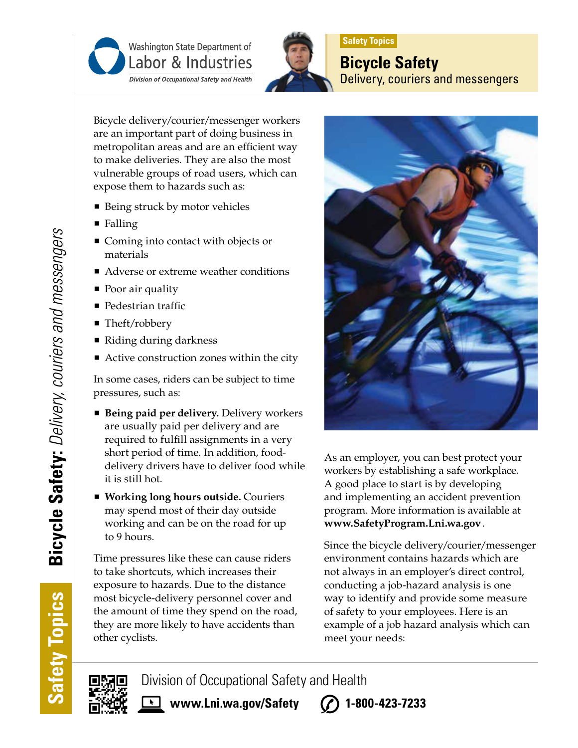Washington State Department of Labor & Industries

Division of Occupational Safety and Health

Safety Topics

# Bicycle Safety

## Delivery, couriers and messengers

Bicycle delivery/courier/messenger workers are an important part of doing business in metropolitan areas and are an efficient way to make deliveries. They are also the most vulnerable groups of road users, which can expose them to hazards such as:

- Being struck by motor vehicles
- Falling
- Coming into contact with objects or materials
- Adverse or extreme weather conditions
- Poor air quality
- Pedestrian traffic
- Theft/robbery
- Riding during darkness
- Active construction zones within the city

In some cases, riders can be subject to time pressures, such as:

- **Being paid per delivery.** Delivery workers are usually paid per delivery and are required to fulfill assignments in a very short period of time. In addition, food-delivery drivers have to deliver food while it is still hot.
- **Working long hours outside.** Couriers may spend most of their day outside working and can be on the road for up to 9 hours.

Time pressures like these can cause riders to take shortcuts, which increases their exposure to hazards. Due to the distance most bicycle-delivery personnel cover and the amount of time they spend on the road, they are more likely to have accidents than other cyclists.

As an employer, you can best protect your workers by establishing a safe workplace. A good place to start is by developing and implementing an accident prevention program. More information is available at **www.SafetyProgram.Lni.wa.gov**.

Since the bicycle delivery/courier/messenger environment contains hazards which are not always in an employer's direct control, conducting a job-hazard analysis is one way to identify and provide some measure of safety to your employees. Here is an example of a job hazard analysis which can meet your needs:

Division of Occupational Safety and Health

**www.Lni.wa.gov/Safety** **1-800-423-7233**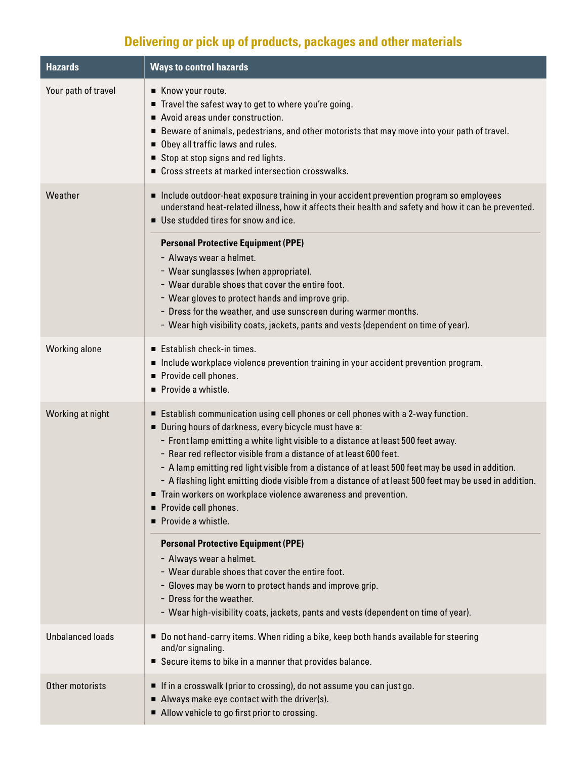## Delivering or pick up of products, packages and other materials

| Hazards | Ways to control hazards |
| --- | --- |
| Your path of travel | ▪ Know your route.<br>▪ Travel the safest way to get to where you're going.<br>▪ Avoid areas under construction.<br>▪ Beware of animals, pedestrians, and other motorists that may move into your path of travel.<br>▪ Obey all traffic laws and rules.<br>▪ Stop at stop signs and red lights.<br>▪ Cross streets at marked intersection crosswalks. |
| Weather | ▪ Include outdoor-heat exposure training in your accident prevention program so employees understand heat-related illness, how it affects their health and safety and how it can be prevented.<br>▪ Use studded tires for snow and ice.<br><br>**Personal Protective Equipment (PPE)**<br>- Always wear a helmet.<br>- Wear sunglasses (when appropriate).<br>- Wear durable shoes that cover the entire foot.<br>- Wear gloves to protect hands and improve grip.<br>- Dress for the weather, and use sunscreen during warmer months.<br>- Wear high visibility coats, jackets, pants and vests (dependent on time of year). |
| Working alone | ▪ Establish check-in times.<br>▪ Include workplace violence prevention training in your accident prevention program.<br>▪ Provide cell phones.<br>▪ Provide a whistle. |
| Working at night | ▪ Establish communication using cell phones or cell phones with a 2-way function.<br>▪ During hours of darkness, every bicycle must have a:<br>- Front lamp emitting a white light visible to a distance at least 500 feet away.<br>- Rear red reflector visible from a distance of at least 600 feet.<br>- A lamp emitting red light visible from a distance of at least 500 feet may be used in addition.<br>- A flashing light emitting diode visible from a distance of at least 500 feet may be used in addition.<br>▪ Train workers on workplace violence awareness and prevention.<br>▪ Provide cell phones.<br>▪ Provide a whistle.<br><br>**Personal Protective Equipment (PPE)**<br>- Always wear a helmet.<br>- Wear durable shoes that cover the entire foot.<br>- Gloves may be worn to protect hands and improve grip.<br>- Dress for the weather.<br>- Wear high-visibility coats, jackets, pants and vests (dependent on time of year). |
| Unbalanced loads | ▪ Do not hand-carry items. When riding a bike, keep both hands available for steering and/or signaling.<br>▪ Secure items to bike in a manner that provides balance. |
| Other motorists | ▪ If in a crosswalk (prior to crossing), do not assume you can just go.<br>▪ Always make eye contact with the driver(s).<br>▪ Allow vehicle to go first prior to crossing. |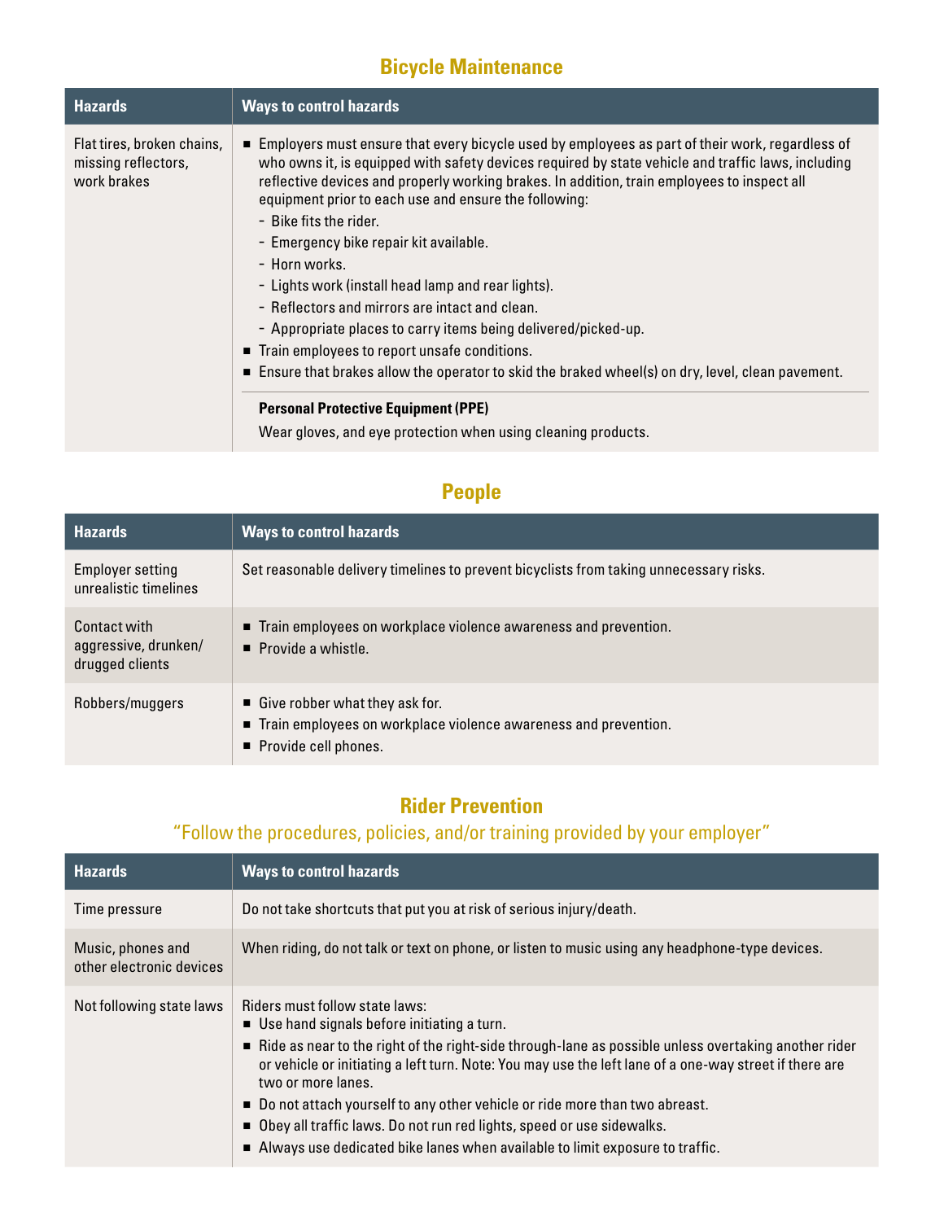## Bicycle Maintenance

| Hazards | Ways to control hazards |
|---|---|
| Flat tires, broken chains, missing reflectors, work brakes | ■ Employers must ensure that every bicycle used by employees as part of their work, regardless of who owns it, is equipped with safety devices required by state vehicle and traffic laws, including reflective devices and properly working brakes. In addition, train employees to inspect all equipment prior to each use and ensure the following:<br>– Bike fits the rider.<br>– Emergency bike repair kit available.<br>– Horn works.<br>– Lights work (install head lamp and rear lights).<br>– Reflectors and mirrors are intact and clean.<br>– Appropriate places to carry items being delivered/picked-up.<br>■ Train employees to report unsafe conditions.<br>■ Ensure that brakes allow the operator to skid the braked wheel(s) on dry, level, clean pavement.<br><br>**Personal Protective Equipment (PPE)**<br>Wear gloves, and eye protection when using cleaning products. |

## People

| Hazards | Ways to control hazards |
|---|---|
| Employer setting unrealistic timelines | Set reasonable delivery timelines to prevent bicyclists from taking unnecessary risks. |
| Contact with aggressive, drunken/ drugged clients | ■ Train employees on workplace violence awareness and prevention.<br>■ Provide a whistle. |
| Robbers/muggers | ■ Give robber what they ask for.<br>■ Train employees on workplace violence awareness and prevention.<br>■ Provide cell phones. |

## Rider Prevention

"Follow the procedures, policies, and/or training provided by your employer"

| Hazards | Ways to control hazards |
|---|---|
| Time pressure | Do not take shortcuts that put you at risk of serious injury/death. |
| Music, phones and other electronic devices | When riding, do not talk or text on phone, or listen to music using any headphone-type devices. |
| Not following state laws | Riders must follow state laws:<br>■ Use hand signals before initiating a turn.<br>■ Ride as near to the right of the right-side through-lane as possible unless overtaking another rider or vehicle or initiating a left turn. Note: You may use the left lane of a one-way street if there are two or more lanes.<br>■ Do not attach yourself to any other vehicle or ride more than two abreast.<br>■ Obey all traffic laws. Do not run red lights, speed or use sidewalks.<br>■ Always use dedicated bike lanes when available to limit exposure to traffic. |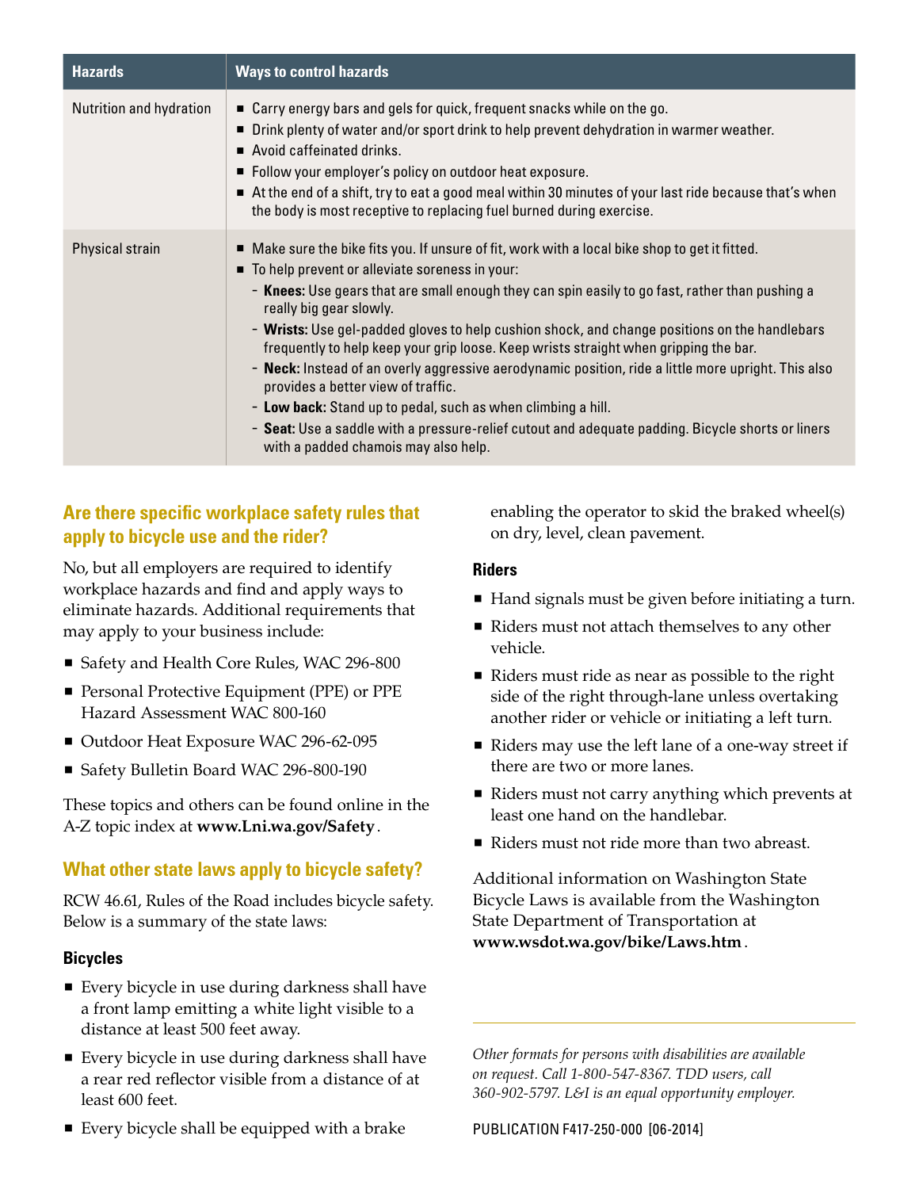| Hazards | Ways to control hazards |
|---|---|
| Nutrition and hydration | ■ Carry energy bars and gels for quick, frequent snacks while on the go.<br>■ Drink plenty of water and/or sport drink to help prevent dehydration in warmer weather.<br>■ Avoid caffeinated drinks.<br>■ Follow your employer's policy on outdoor heat exposure.<br>■ At the end of a shift, try to eat a good meal within 30 minutes of your last ride because that's when the body is most receptive to replacing fuel burned during exercise. |
| Physical strain | ■ Make sure the bike fits you. If unsure of fit, work with a local bike shop to get it fitted.<br>■ To help prevent or alleviate soreness in your:<br>– **Knees:** Use gears that are small enough they can spin easily to go fast, rather than pushing a really big gear slowly.<br>– **Wrists:** Use gel-padded gloves to help cushion shock, and change positions on the handlebars frequently to help keep your grip loose. Keep wrists straight when gripping the bar.<br>– **Neck:** Instead of an overly aggressive aerodynamic position, ride a little more upright. This also provides a better view of traffic.<br>– **Low back:** Stand up to pedal, such as when climbing a hill.<br>– **Seat:** Use a saddle with a pressure-relief cutout and adequate padding. Bicycle shorts or liners with a padded chamois may also help. |

## Are there specific workplace safety rules that apply to bicycle use and the rider?

No, but all employers are required to identify workplace hazards and find and apply ways to eliminate hazards. Additional requirements that may apply to your business include:

- Safety and Health Core Rules, WAC 296-800
- Personal Protective Equipment (PPE) or PPE Hazard Assessment WAC 800-160
- Outdoor Heat Exposure WAC 296-62-095
- Safety Bulletin Board WAC 296-800-190

These topics and others can be found online in the A-Z topic index at **www.Lni.wa.gov/Safety**.

## What other state laws apply to bicycle safety?

RCW 46.61, Rules of the Road includes bicycle safety. Below is a summary of the state laws:

### Bicycles

- Every bicycle in use during darkness shall have a front lamp emitting a white light visible to a distance at least 500 feet away.
- Every bicycle in use during darkness shall have a rear red reflector visible from a distance of at least 600 feet.
- Every bicycle shall be equipped with a brake enabling the operator to skid the braked wheel(s) on dry, level, clean pavement.

### Riders

- Hand signals must be given before initiating a turn.
- Riders must not attach themselves to any other vehicle.
- Riders must ride as near as possible to the right side of the right through-lane unless overtaking another rider or vehicle or initiating a left turn.
- Riders may use the left lane of a one-way street if there are two or more lanes.
- Riders must not carry anything which prevents at least one hand on the handlebar.
- Riders must not ride more than two abreast.

Additional information on Washington State Bicycle Laws is available from the Washington State Department of Transportation at **www.wsdot.wa.gov/bike/Laws.htm**.

*Other formats for persons with disabilities are available on request. Call 1-800-547-8367. TDD users, call 360-902-5797. L&I is an equal opportunity employer.*

PUBLICATION F417-250-000 [06-2014]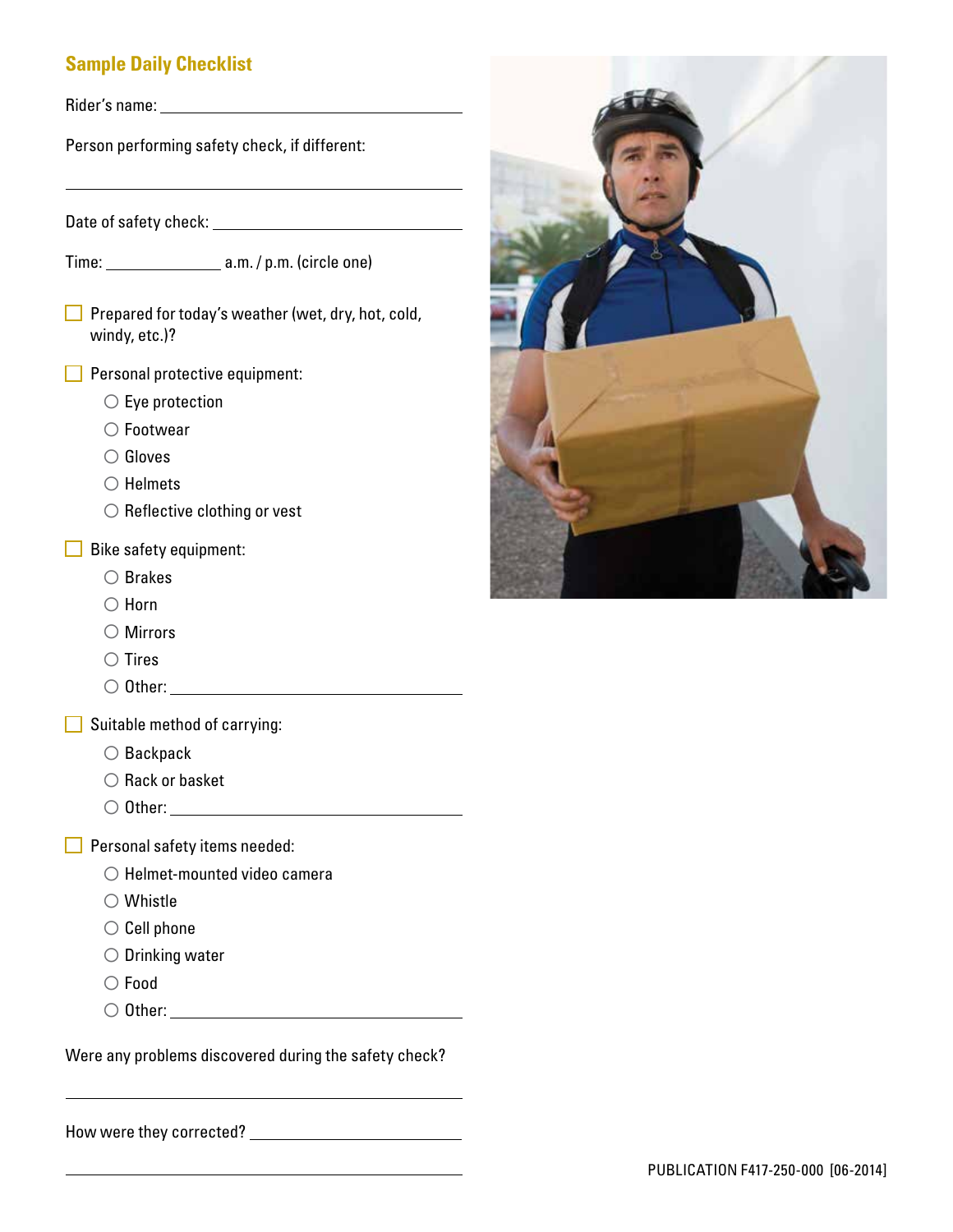## Sample Daily Checklist

Rider's name: ______________________

Person performing safety check, if different:

______________________

Date of safety check: ______________________

Time: ____________ a.m. / p.m. (circle one)

- ☐ Prepared for today's weather (wet, dry, hot, cold, windy, etc.)?
- ☐ Personal protective equipment:
  - ○ Eye protection
  - ○ Footwear
  - ○ Gloves
  - ○ Helmets
  - ○ Reflective clothing or vest
- ☐ Bike safety equipment:
  - ○ Brakes
  - ○ Horn
  - ○ Mirrors
  - ○ Tires
  - ○ Other: ______________________
- ☐ Suitable method of carrying:
  - ○ Backpack
  - ○ Rack or basket
  - ○ Other: ______________________
- ☐ Personal safety items needed:
  - ○ Helmet-mounted video camera
  - ○ Whistle
  - ○ Cell phone
  - ○ Drinking water
  - ○ Food
  - ○ Other: ______________________

Were any problems discovered during the safety check?

______________________

How were they corrected? ______________________

______________________

PUBLICATION F417-250-000 [06-2014]